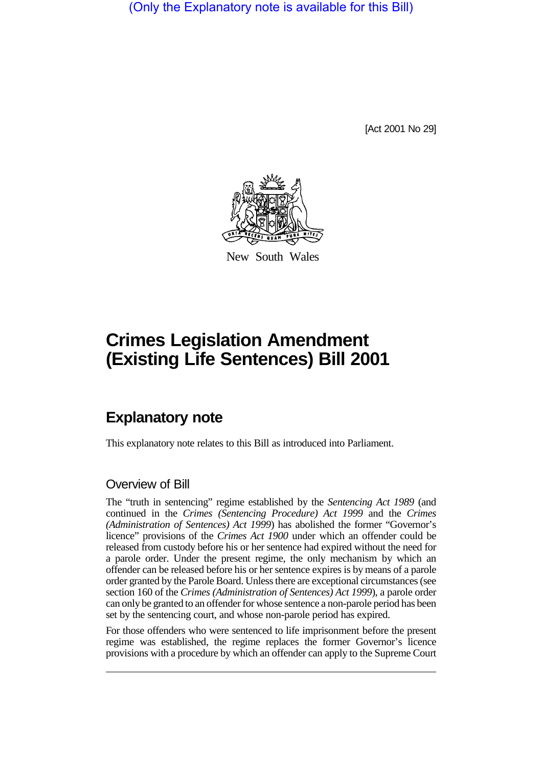(Only the Explanatory note is available for this Bill)

[Act 2001 No 29]

New South Wales

# Crimes Legislation Amendment (Existing Life Sentences) Bill 2001

## Explanatory note

This explanatory note relates to this Bill as introduced into Parliament.

### Overview of Bill

The "truth in sentencing" regime established by the *Sentencing Act 1989* (and continued in the *Crimes (Sentencing Procedure) Act 1999* and the *Crimes (Administration of Sentences) Act 1999*) has abolished the former "Governor's licence" provisions of the *Crimes Act 1900* under which an offender could be released from custody before his or her sentence had expired without the need for a parole order. Under the present regime, the only mechanism by which an offender can be released before his or her sentence expires is by means of a parole order granted by the Parole Board. Unless there are exceptional circumstances (see section 160 of the *Crimes (Administration of Sentences) Act 1999*), a parole order can only be granted to an offender for whose sentence a non-parole period has been set by the sentencing court, and whose non-parole period has expired.

For those offenders who were sentenced to life imprisonment before the present regime was established, the regime replaces the former Governor's licence provisions with a procedure by which an offender can apply to the Supreme Court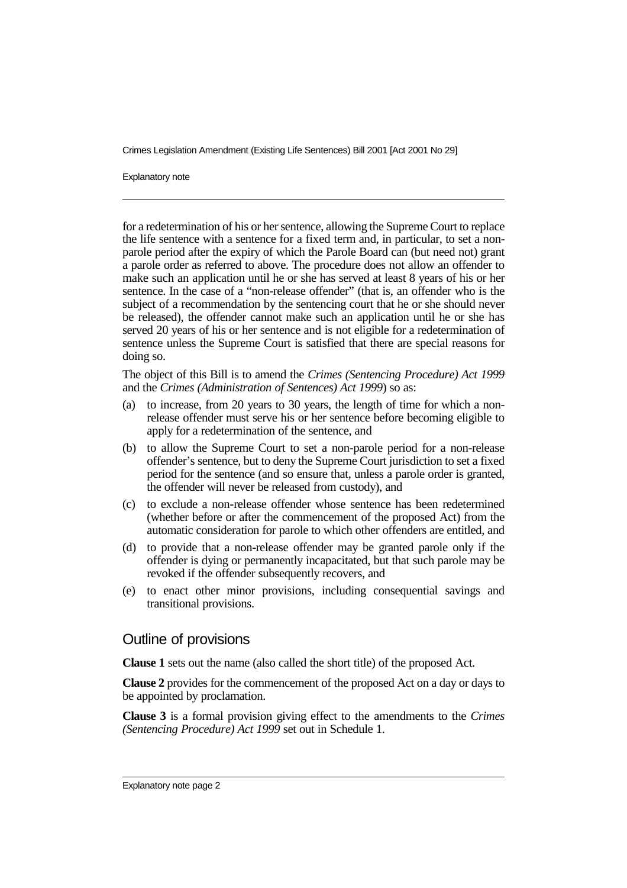for a redetermination of his or her sentence, allowing the Supreme Court to replace the life sentence with a sentence for a fixed term and, in particular, to set a non-parole period after the expiry of which the Parole Board can (but need not) grant a parole order as referred to above. The procedure does not allow an offender to make such an application until he or she has served at least 8 years of his or her sentence. In the case of a "non-release offender" (that is, an offender who is the subject of a recommendation by the sentencing court that he or she should never be released), the offender cannot make such an application until he or she has served 20 years of his or her sentence and is not eligible for a redetermination of sentence unless the Supreme Court is satisfied that there are special reasons for doing so.

The object of this Bill is to amend the *Crimes (Sentencing Procedure) Act 1999* and the *Crimes (Administration of Sentences) Act 1999*) so as:

(a) to increase, from 20 years to 30 years, the length of time for which a non-release offender must serve his or her sentence before becoming eligible to apply for a redetermination of the sentence, and

(b) to allow the Supreme Court to set a non-parole period for a non-release offender's sentence, but to deny the Supreme Court jurisdiction to set a fixed period for the sentence (and so ensure that, unless a parole order is granted, the offender will never be released from custody), and

(c) to exclude a non-release offender whose sentence has been redetermined (whether before or after the commencement of the proposed Act) from the automatic consideration for parole to which other offenders are entitled, and

(d) to provide that a non-release offender may be granted parole only if the offender is dying or permanently incapacitated, but that such parole may be revoked if the offender subsequently recovers, and

(e) to enact other minor provisions, including consequential savings and transitional provisions.

## Outline of provisions

**Clause 1** sets out the name (also called the short title) of the proposed Act.

**Clause 2** provides for the commencement of the proposed Act on a day or days to be appointed by proclamation.

**Clause 3** is a formal provision giving effect to the amendments to the *Crimes (Sentencing Procedure) Act 1999* set out in Schedule 1.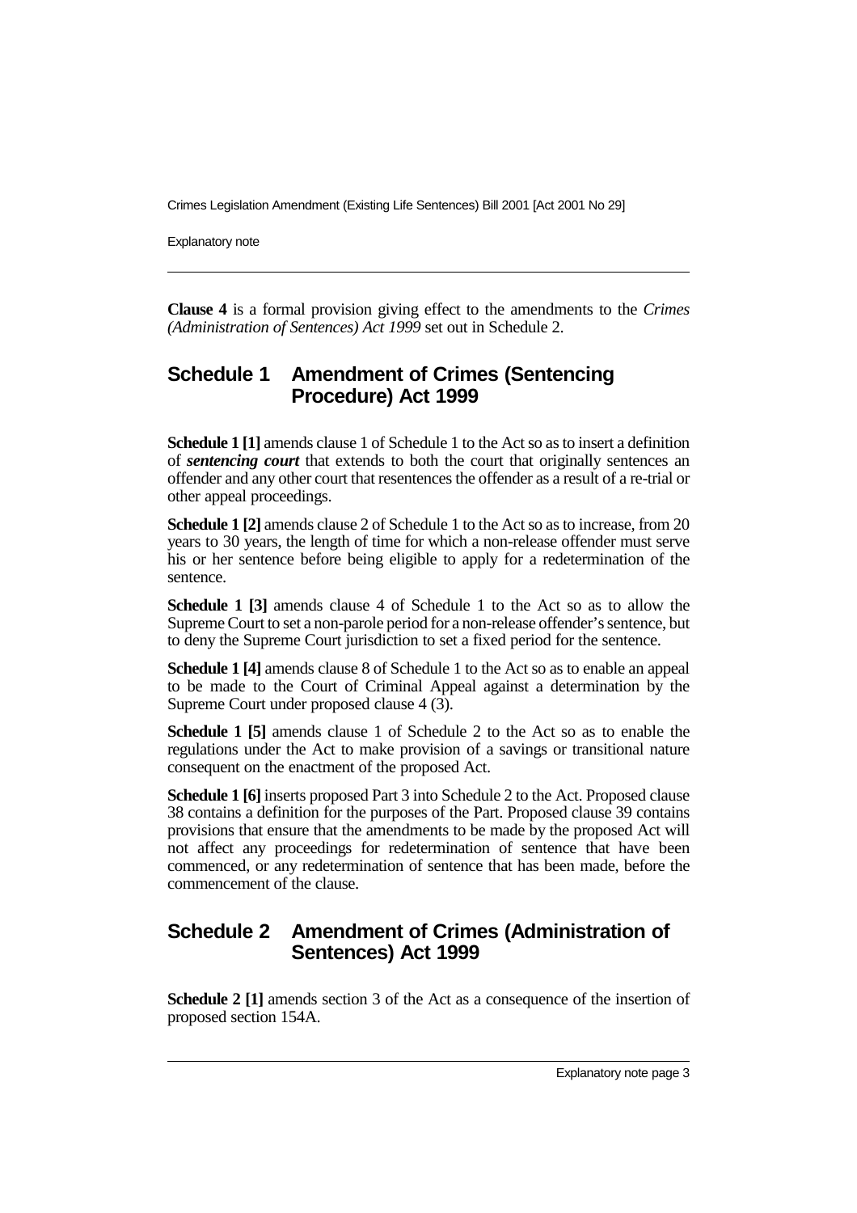**Clause 4** is a formal provision giving effect to the amendments to the *Crimes (Administration of Sentences) Act 1999* set out in Schedule 2.

## Schedule 1 Amendment of Crimes (Sentencing Procedure) Act 1999

**Schedule 1 [1]** amends clause 1 of Schedule 1 to the Act so as to insert a definition of ***sentencing court*** that extends to both the court that originally sentences an offender and any other court that resentences the offender as a result of a re-trial or other appeal proceedings.

**Schedule 1 [2]** amends clause 2 of Schedule 1 to the Act so as to increase, from 20 years to 30 years, the length of time for which a non-release offender must serve his or her sentence before being eligible to apply for a redetermination of the sentence.

**Schedule 1 [3]** amends clause 4 of Schedule 1 to the Act so as to allow the Supreme Court to set a non-parole period for a non-release offender's sentence, but to deny the Supreme Court jurisdiction to set a fixed period for the sentence.

**Schedule 1 [4]** amends clause 8 of Schedule 1 to the Act so as to enable an appeal to be made to the Court of Criminal Appeal against a determination by the Supreme Court under proposed clause 4 (3).

**Schedule 1 [5]** amends clause 1 of Schedule 2 to the Act so as to enable the regulations under the Act to make provision of a savings or transitional nature consequent on the enactment of the proposed Act.

**Schedule 1 [6]** inserts proposed Part 3 into Schedule 2 to the Act. Proposed clause 38 contains a definition for the purposes of the Part. Proposed clause 39 contains provisions that ensure that the amendments to be made by the proposed Act will not affect any proceedings for redetermination of sentence that have been commenced, or any redetermination of sentence that has been made, before the commencement of the clause.

## Schedule 2 Amendment of Crimes (Administration of Sentences) Act 1999

**Schedule 2 [1]** amends section 3 of the Act as a consequence of the insertion of proposed section 154A.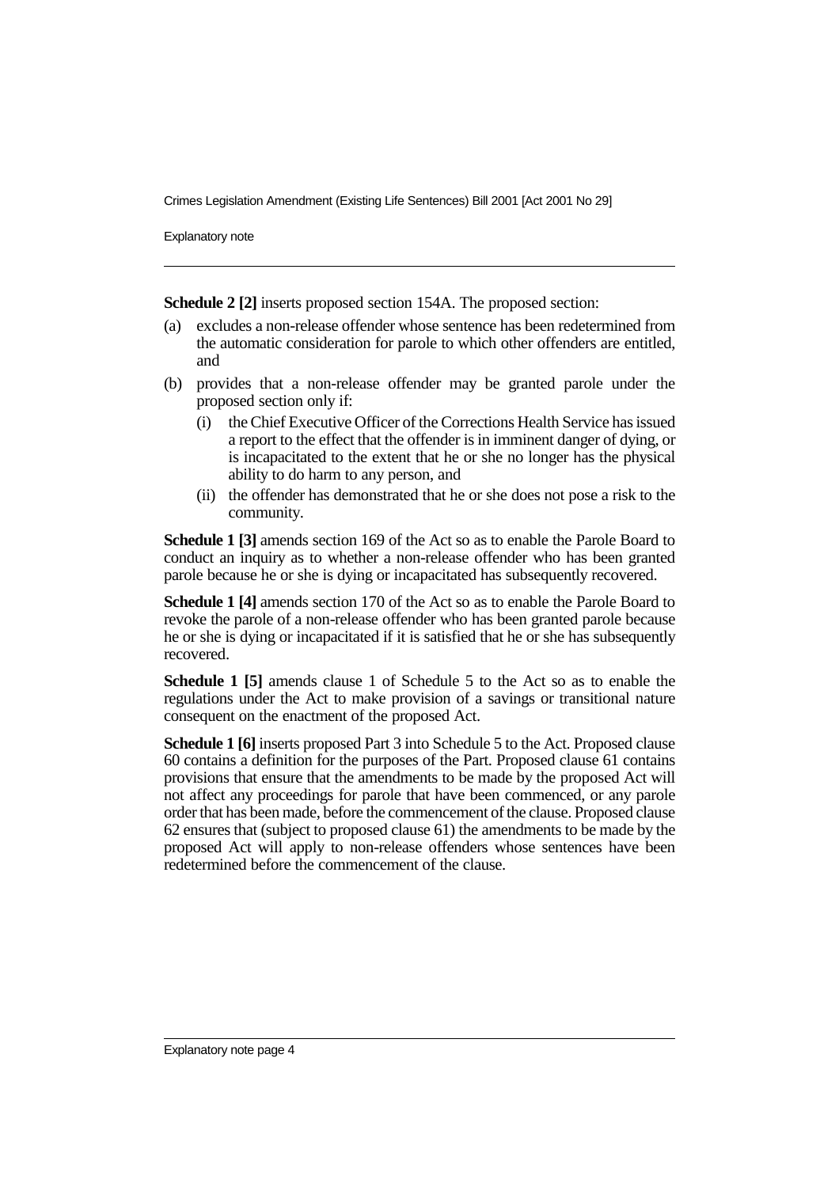**Schedule 2 [2]** inserts proposed section 154A. The proposed section:

(a) excludes a non-release offender whose sentence has been redetermined from the automatic consideration for parole to which other offenders are entitled, and

(b) provides that a non-release offender may be granted parole under the proposed section only if:

   (i) the Chief Executive Officer of the Corrections Health Service has issued a report to the effect that the offender is in imminent danger of dying, or is incapacitated to the extent that he or she no longer has the physical ability to do harm to any person, and

   (ii) the offender has demonstrated that he or she does not pose a risk to the community.

**Schedule 1 [3]** amends section 169 of the Act so as to enable the Parole Board to conduct an inquiry as to whether a non-release offender who has been granted parole because he or she is dying or incapacitated has subsequently recovered.

**Schedule 1 [4]** amends section 170 of the Act so as to enable the Parole Board to revoke the parole of a non-release offender who has been granted parole because he or she is dying or incapacitated if it is satisfied that he or she has subsequently recovered.

**Schedule 1 [5]** amends clause 1 of Schedule 5 to the Act so as to enable the regulations under the Act to make provision of a savings or transitional nature consequent on the enactment of the proposed Act.

**Schedule 1 [6]** inserts proposed Part 3 into Schedule 5 to the Act. Proposed clause 60 contains a definition for the purposes of the Part. Proposed clause 61 contains provisions that ensure that the amendments to be made by the proposed Act will not affect any proceedings for parole that have been commenced, or any parole order that has been made, before the commencement of the clause. Proposed clause 62 ensures that (subject to proposed clause 61) the amendments to be made by the proposed Act will apply to non-release offenders whose sentences have been redetermined before the commencement of the clause.